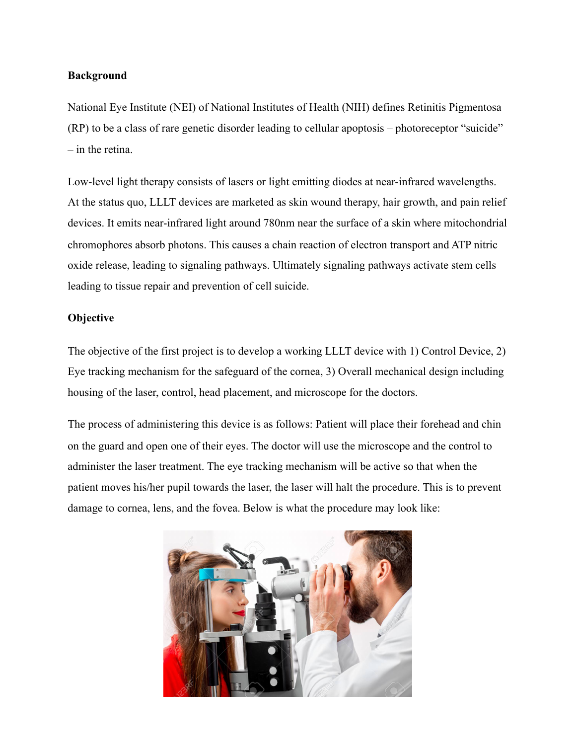**Background**

National Eye Institute (NEI) of National Institutes of Health (NIH) defines Retinitis Pigmentosa (RP) to be a class of rare genetic disorder leading to cellular apoptosis – photoreceptor "suicide" – in the retina.

Low-level light therapy consists of lasers or light emitting diodes at near-infrared wavelengths. At the status quo, LLLT devices are marketed as skin wound therapy, hair growth, and pain relief devices. It emits near-infrared light around 780nm near the surface of a skin where mitochondrial chromophores absorb photons. This causes a chain reaction of electron transport and ATP nitric oxide release, leading to signaling pathways. Ultimately signaling pathways activate stem cells leading to tissue repair and prevention of cell suicide.

**Objective**

The objective of the first project is to develop a working LLLT device with 1) Control Device, 2) Eye tracking mechanism for the safeguard of the cornea, 3) Overall mechanical design including housing of the laser, control, head placement, and microscope for the doctors.

The process of administering this device is as follows: Patient will place their forehead and chin on the guard and open one of their eyes. The doctor will use the microscope and the control to administer the laser treatment. The eye tracking mechanism will be active so that when the patient moves his/her pupil towards the laser, the laser will halt the procedure. This is to prevent damage to cornea, lens, and the fovea. Below is what the procedure may look like: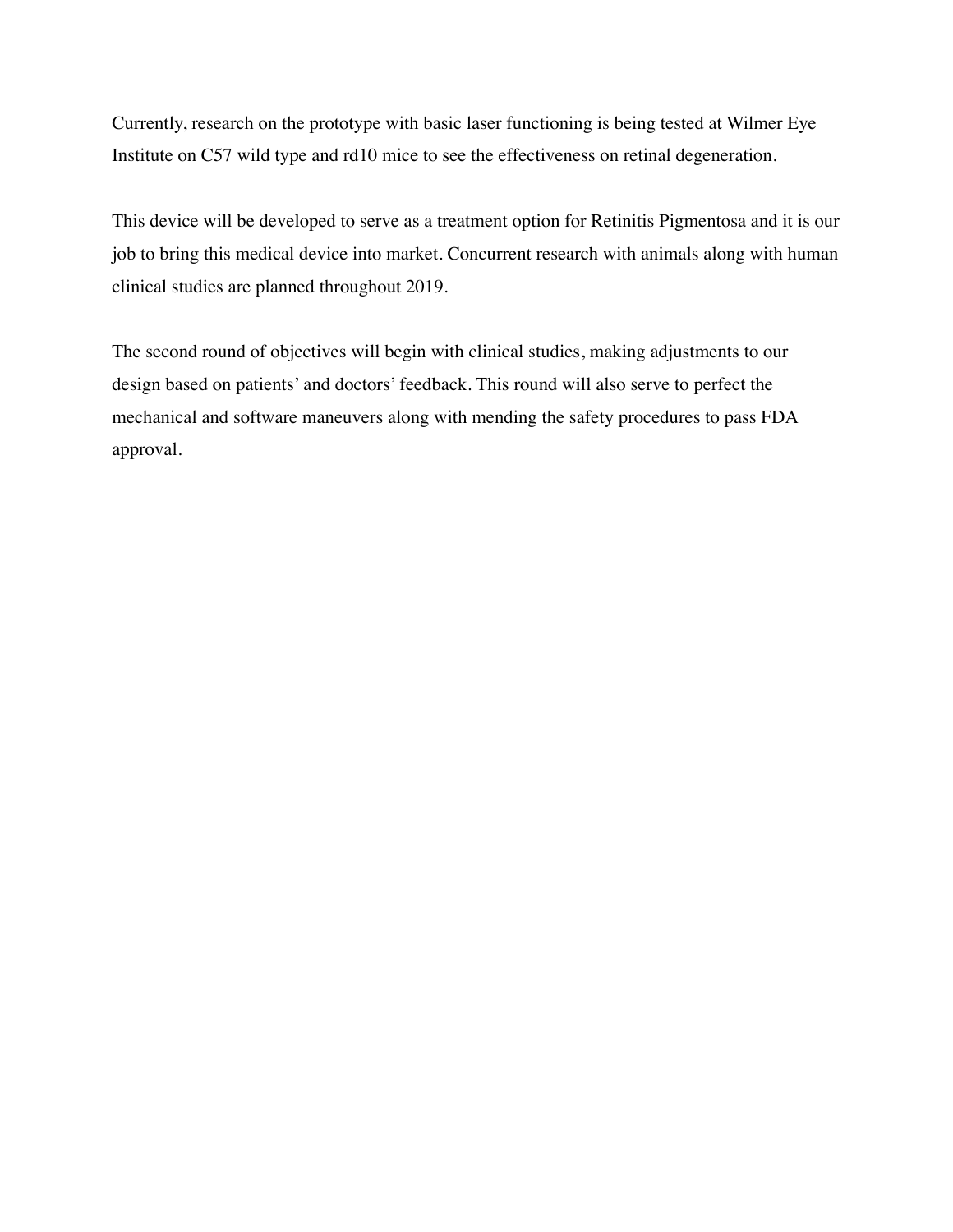Currently, research on the prototype with basic laser functioning is being tested at Wilmer Eye Institute on C57 wild type and rd10 mice to see the effectiveness on retinal degeneration.

This device will be developed to serve as a treatment option for Retinitis Pigmentosa and it is our job to bring this medical device into market. Concurrent research with animals along with human clinical studies are planned throughout 2019.

The second round of objectives will begin with clinical studies, making adjustments to our design based on patients' and doctors' feedback. This round will also serve to perfect the mechanical and software maneuvers along with mending the safety procedures to pass FDA approval.